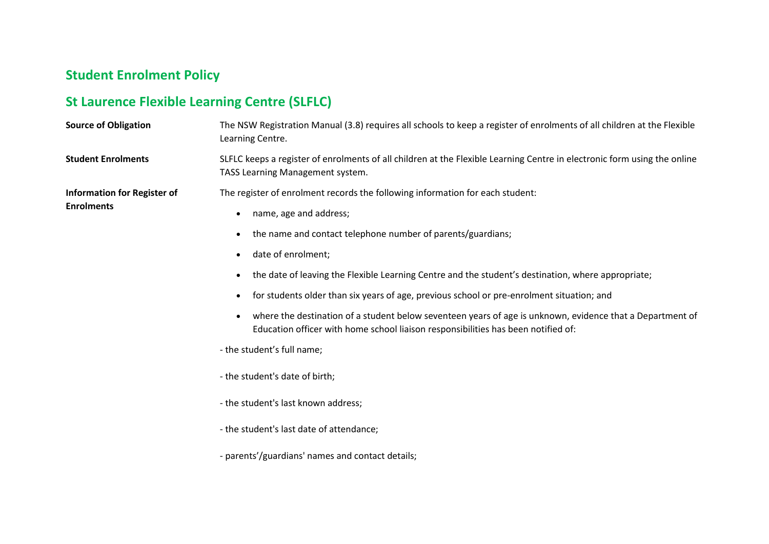## Student Enrolment Policy

## St Laurence Flexible Learning Centre (SLFLC)

**Source of Obligation**

The NSW Registration Manual (3.8) requires all schools to keep a register of enrolments of all children at the Flexible Learning Centre.

**Student Enrolments**

SLFLC keeps a register of enrolments of all children at the Flexible Learning Centre in electronic form using the online TASS Learning Management system.

**Information for Register of Enrolments**

The register of enrolment records the following information for each student:

- name, age and address;
- the name and contact telephone number of parents/guardians;
- date of enrolment;
- the date of leaving the Flexible Learning Centre and the student's destination, where appropriate;
- for students older than six years of age, previous school or pre-enrolment situation; and
- where the destination of a student below seventeen years of age is unknown, evidence that a Department of Education officer with home school liaison responsibilities has been notified of:

- the student's full name;

- the student's date of birth;

- the student's last known address;

- the student's last date of attendance;

- parents'/guardians' names and contact details;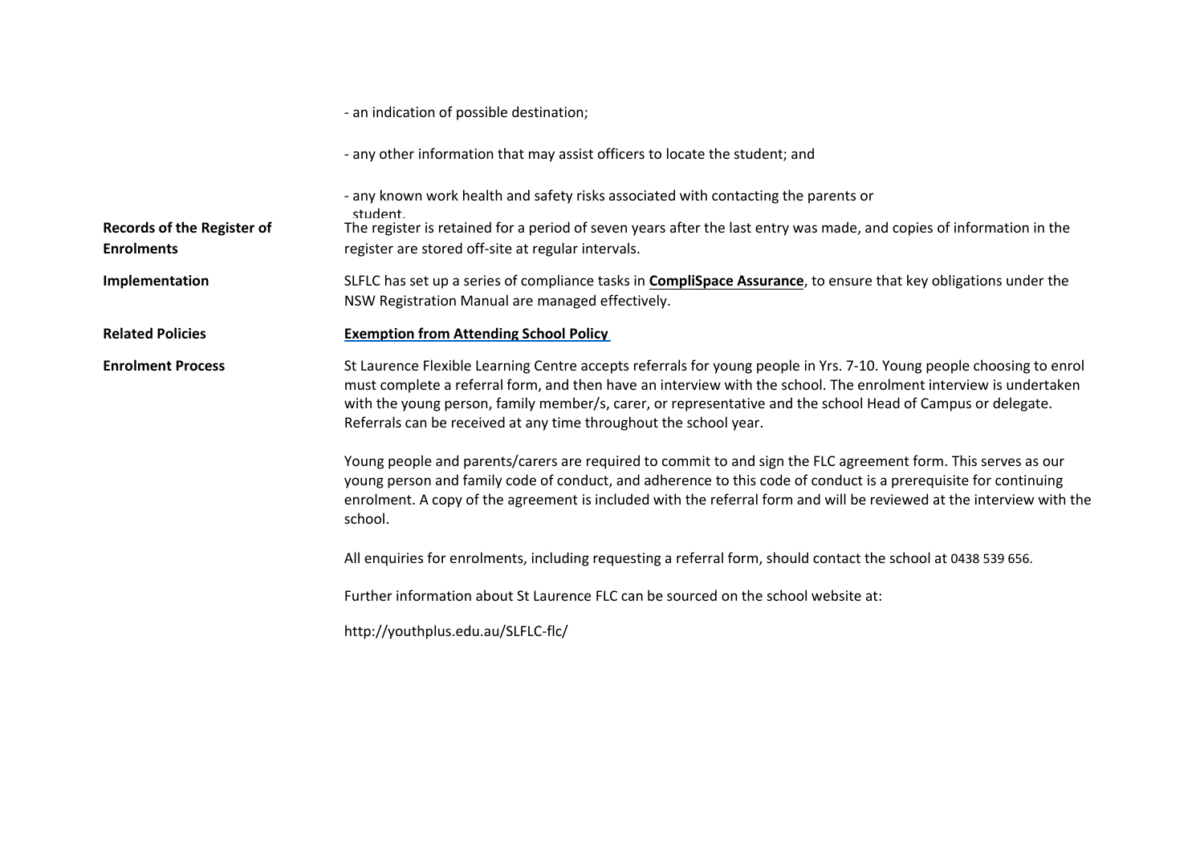- an indication of possible destination;

- any other information that may assist officers to locate the student; and

- any known work health and safety risks associated with contacting the parents or student.

**Records of the Register of Enrolments**

The register is retained for a period of seven years after the last entry was made, and copies of information in the register are stored off-site at regular intervals.

**Implementation**

SLFLC has set up a series of compliance tasks in **CompliSpace Assurance**, to ensure that key obligations under the NSW Registration Manual are managed effectively.

**Related Policies**

**Exemption from Attending School Policy**

**Enrolment Process**

St Laurence Flexible Learning Centre accepts referrals for young people in Yrs. 7-10. Young people choosing to enrol must complete a referral form, and then have an interview with the school. The enrolment interview is undertaken with the young person, family member/s, carer, or representative and the school Head of Campus or delegate. Referrals can be received at any time throughout the school year.

Young people and parents/carers are required to commit to and sign the FLC agreement form. This serves as our young person and family code of conduct, and adherence to this code of conduct is a prerequisite for continuing enrolment. A copy of the agreement is included with the referral form and will be reviewed at the interview with the school.

All enquiries for enrolments, including requesting a referral form, should contact the school at 0438 539 656.

Further information about St Laurence FLC can be sourced on the school website at:

http://youthplus.edu.au/SLFLC-flc/